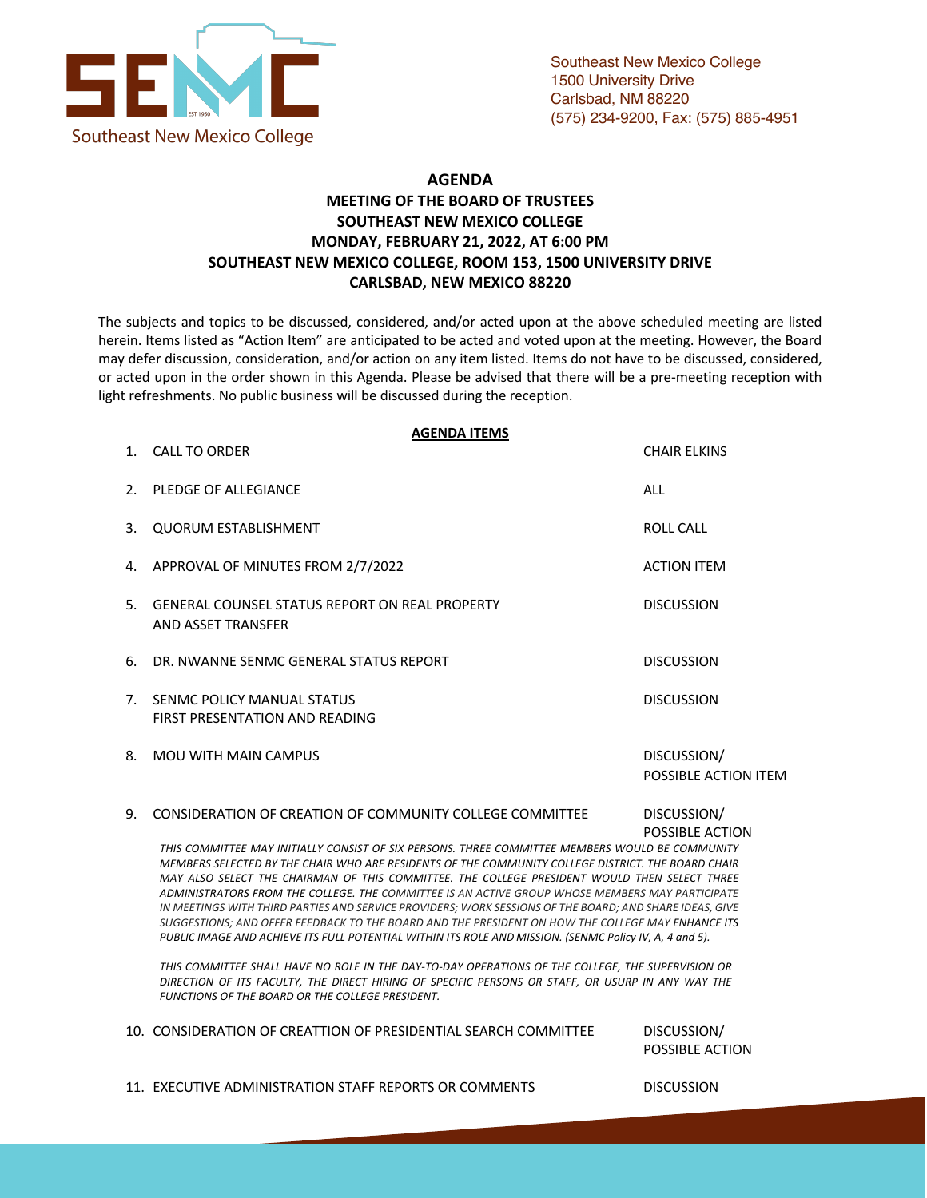Southeast New Mexico College
1500 University Drive
Carlsbad, NM 88220
(575) 234-9200, Fax: (575) 885-4951

# AGENDA
## MEETING OF THE BOARD OF TRUSTEES
## SOUTHEAST NEW MEXICO COLLEGE
## MONDAY, FEBRUARY 21, 2022, AT 6:00 PM
## SOUTHEAST NEW MEXICO COLLEGE, ROOM 153, 1500 UNIVERSITY DRIVE
## CARLSBAD, NEW MEXICO 88220

The subjects and topics to be discussed, considered, and/or acted upon at the above scheduled meeting are listed herein. Items listed as "Action Item" are anticipated to be acted and voted upon at the meeting. However, the Board may defer discussion, consideration, and/or action on any item listed. Items do not have to be discussed, considered, or acted upon in the order shown in this Agenda. Please be advised that there will be a pre-meeting reception with light refreshments. No public business will be discussed during the reception.

**AGENDA ITEMS**

| | | |
|---|---|---|
| 1. | CALL TO ORDER | CHAIR ELKINS |
| 2. | PLEDGE OF ALLEGIANCE | ALL |
| 3. | QUORUM ESTABLISHMENT | ROLL CALL |
| 4. | APPROVAL OF MINUTES FROM 2/7/2022 | ACTION ITEM |
| 5. | GENERAL COUNSEL STATUS REPORT ON REAL PROPERTY AND ASSET TRANSFER | DISCUSSION |
| 6. | DR. NWANNE SENMC GENERAL STATUS REPORT | DISCUSSION |
| 7. | SENMC POLICY MANUAL STATUS FIRST PRESENTATION AND READING | DISCUSSION |
| 8. | MOU WITH MAIN CAMPUS | DISCUSSION/ POSSIBLE ACTION ITEM |
| 9. | CONSIDERATION OF CREATION OF COMMUNITY COLLEGE COMMITTEE | DISCUSSION/ POSSIBLE ACTION |

*THIS COMMITTEE MAY INITIALLY CONSIST OF SIX PERSONS. THREE COMMITTEE MEMBERS WOULD BE COMMUNITY MEMBERS SELECTED BY THE CHAIR WHO ARE RESIDENTS OF THE COMMUNITY COLLEGE DISTRICT. THE BOARD CHAIR MAY ALSO SELECT THE CHAIRMAN OF THIS COMMITTEE. THE COLLEGE PRESIDENT WOULD THEN SELECT THREE ADMINISTRATORS FROM THE COLLEGE. THE COMMITTEE IS AN ACTIVE GROUP WHOSE MEMBERS MAY PARTICIPATE IN MEETINGS WITH THIRD PARTIES AND SERVICE PROVIDERS; WORK SESSIONS OF THE BOARD; AND SHARE IDEAS, GIVE SUGGESTIONS; AND OFFER FEEDBACK TO THE BOARD AND THE PRESIDENT ON HOW THE COLLEGE MAY ENHANCE ITS PUBLIC IMAGE AND ACHIEVE ITS FULL POTENTIAL WITHIN ITS ROLE AND MISSION. (SENMC Policy IV, A, 4 and 5).*

*THIS COMMITTEE SHALL HAVE NO ROLE IN THE DAY-TO-DAY OPERATIONS OF THE COLLEGE, THE SUPERVISION OR DIRECTION OF ITS FACULTY, THE DIRECT HIRING OF SPECIFIC PERSONS OR STAFF, OR USURP IN ANY WAY THE FUNCTIONS OF THE BOARD OR THE COLLEGE PRESIDENT.*

| | | |
|---|---|---|
| 10. | CONSIDERATION OF CREATTION OF PRESIDENTIAL SEARCH COMMITTEE | DISCUSSION/ POSSIBLE ACTION |
| 11. | EXECUTIVE ADMINISTRATION STAFF REPORTS OR COMMENTS | DISCUSSION |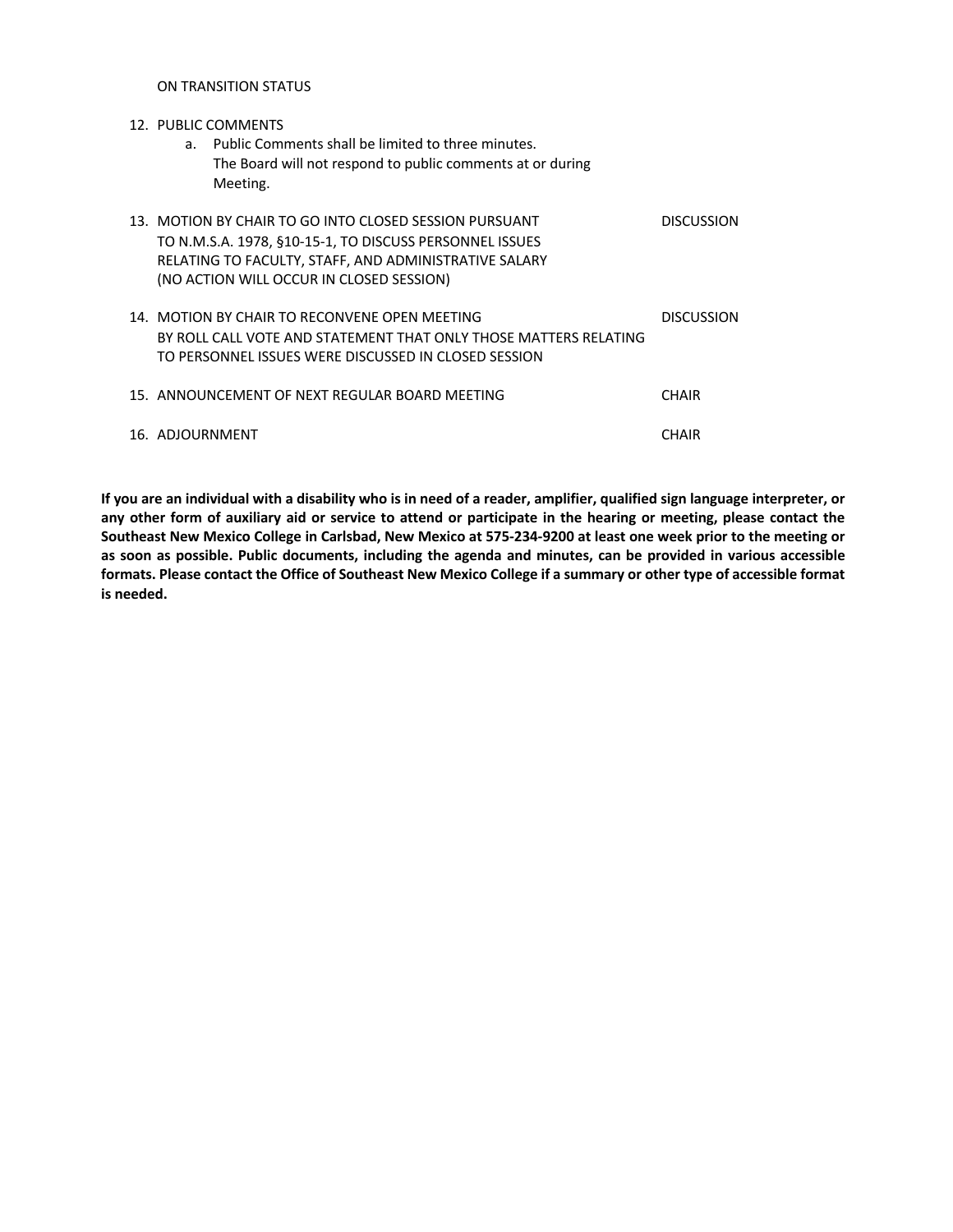ON TRANSITION STATUS

12. PUBLIC COMMENTS
    a. Public Comments shall be limited to three minutes. The Board will not respond to public comments at or during Meeting.

13. MOTION BY CHAIR TO GO INTO CLOSED SESSION PURSUANT TO N.M.S.A. 1978, §10-15-1, TO DISCUSS PERSONNEL ISSUES RELATING TO FACULTY, STAFF, AND ADMINISTRATIVE SALARY (NO ACTION WILL OCCUR IN CLOSED SESSION) — DISCUSSION

14. MOTION BY CHAIR TO RECONVENE OPEN MEETING BY ROLL CALL VOTE AND STATEMENT THAT ONLY THOSE MATTERS RELATING TO PERSONNEL ISSUES WERE DISCUSSED IN CLOSED SESSION — DISCUSSION

15. ANNOUNCEMENT OF NEXT REGULAR BOARD MEETING — CHAIR

16. ADJOURNMENT — CHAIR

**If you are an individual with a disability who is in need of a reader, amplifier, qualified sign language interpreter, or any other form of auxiliary aid or service to attend or participate in the hearing or meeting, please contact the Southeast New Mexico College in Carlsbad, New Mexico at 575-234-9200 at least one week prior to the meeting or as soon as possible. Public documents, including the agenda and minutes, can be provided in various accessible formats. Please contact the Office of Southeast New Mexico College if a summary or other type of accessible format is needed.**